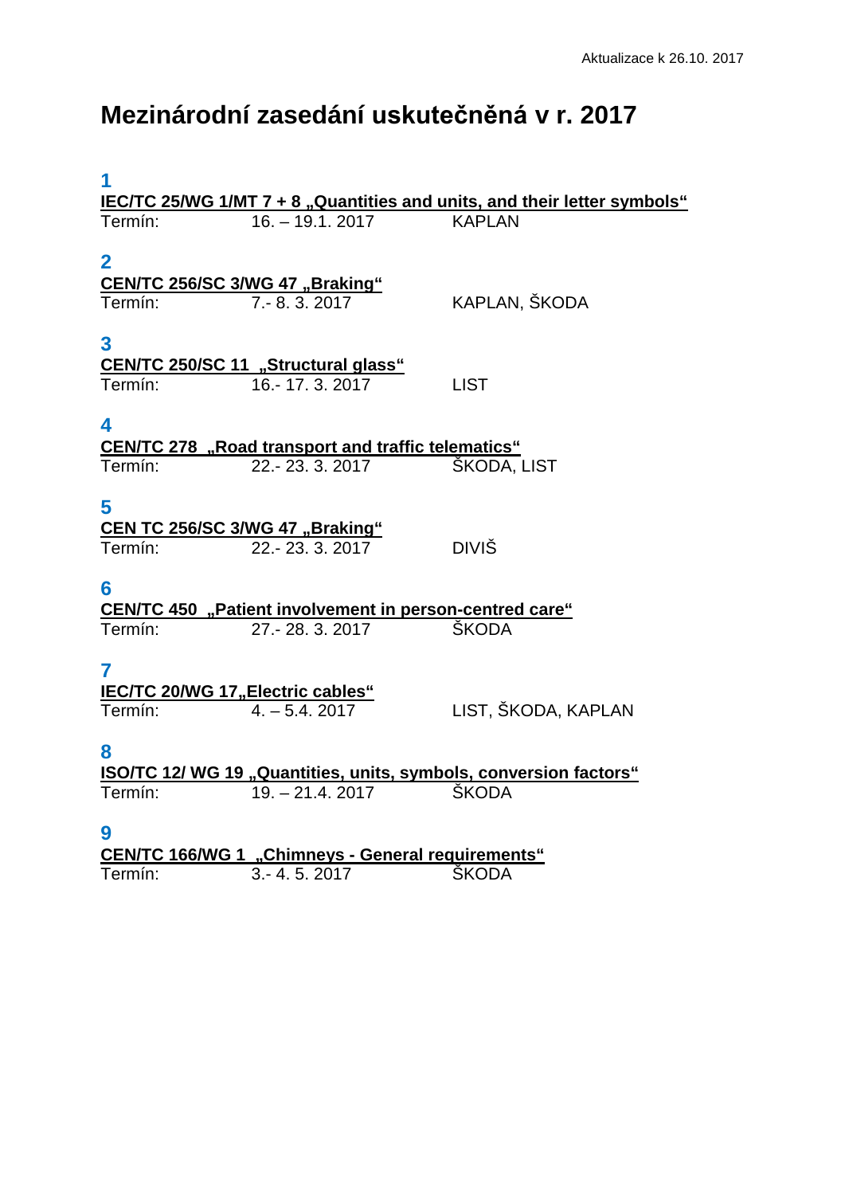Aktualizace k 26.10. 2017

# Mezinárodní zasedání uskutečněná v r. 2017

**1**

**IEC/TC 25/WG 1/MT 7 + 8 „Quantities and units, and their letter symbols“**

Termín: 16. – 19.1. 2017 KAPLAN

**2**

**CEN/TC 256/SC 3/WG 47 „Braking“**

Termín: 7.- 8. 3. 2017 KAPLAN, ŠKODA

**3**

**CEN/TC 250/SC 11 „Structural glass“**

Termín: 16.- 17. 3. 2017 LIST

**4**

**CEN/TC 278 „Road transport and traffic telematics“**

Termín: 22.- 23. 3. 2017 ŠKODA, LIST

**5**

**CEN TC 256/SC 3/WG 47 „Braking“**

Termín: 22.- 23. 3. 2017 DIVIŠ

**6**

**CEN/TC 450 „Patient involvement in person-centred care“**

Termín: 27.- 28. 3. 2017 ŠKODA

**7**

**IEC/TC 20/WG 17„Electric cables“**

Termín: 4. – 5.4. 2017 LIST, ŠKODA, KAPLAN

**8**

**ISO/TC 12/ WG 19 „Quantities, units, symbols, conversion factors“**

Termín: 19. – 21.4. 2017 ŠKODA

**9**

**CEN/TC 166/WG 1 „Chimneys - General requirements“**

Termín: 3.- 4. 5. 2017 ŠKODA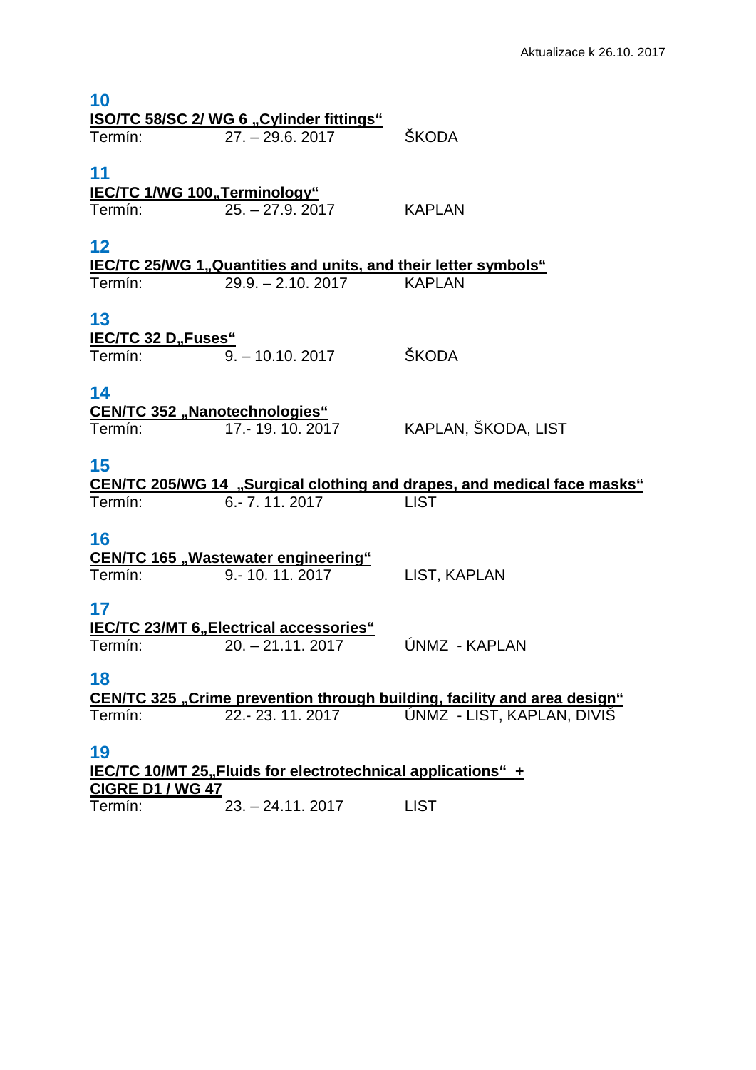Aktualizace k 26.10. 2017

**10**

**ISO/TC 58/SC 2/ WG 6 „Cylinder fittings“**

Termín: 27. – 29.6. 2017 ŠKODA

**11**

**IEC/TC 1/WG 100„Terminology“**

Termín: 25. – 27.9. 2017 KAPLAN

**12**

**IEC/TC 25/WG 1„Quantities and units, and their letter symbols“**

Termín: 29.9. – 2.10. 2017 KAPLAN

**13**

**IEC/TC 32 D„Fuses“**

Termín: 9. – 10.10. 2017 ŠKODA

**14**

**CEN/TC 352 „Nanotechnologies“**

Termín: 17.- 19. 10. 2017 KAPLAN, ŠKODA, LIST

**15**

**CEN/TC 205/WG 14 „Surgical clothing and drapes, and medical face masks“**

Termín: 6.- 7. 11. 2017 LIST

**16**

**CEN/TC 165 „Wastewater engineering“**

Termín: 9.- 10. 11. 2017 LIST, KAPLAN

**17**

**IEC/TC 23/MT 6„Electrical accessories“**

Termín: 20. – 21.11. 2017 ÚNMZ - KAPLAN

**18**

**CEN/TC 325 „Crime prevention through building, facility and area design“**

Termín: 22.- 23. 11. 2017 ÚNMZ - LIST, KAPLAN, DIVIŠ

**19**

**IEC/TC 10/MT 25„Fluids for electrotechnical applications“ + CIGRE D1 / WG 47**

Termín: 23. – 24.11. 2017 LIST